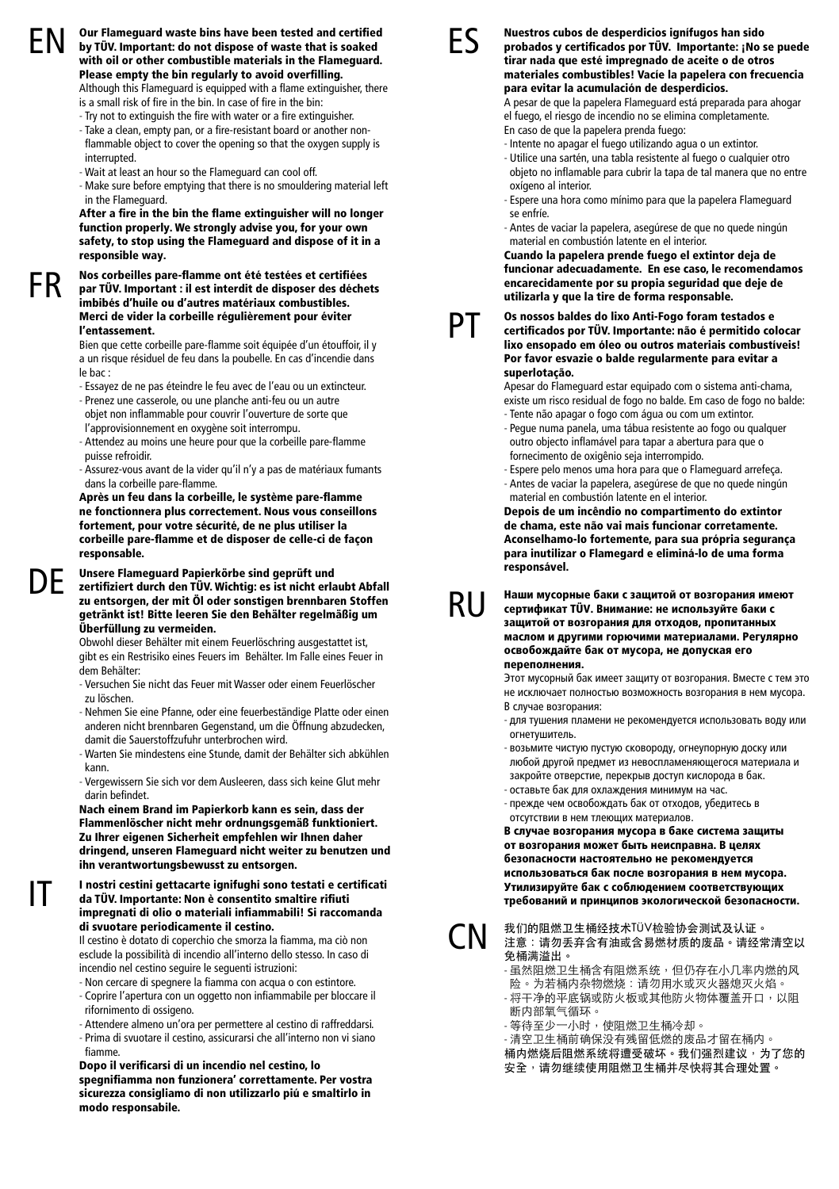## EN

**Our Flameguard waste bins have been tested and certified by TÜV. Important: do not dispose of waste that is soaked with oil or other combustible materials in the Flameguard. Please empty the bin regularly to avoid overfilling.**

Although this Flameguard is equipped with a flame extinguisher, there is a small risk of fire in the bin. In case of fire in the bin:

- Try not to extinguish the fire with water or a fire extinguisher.
- Take a clean, empty pan, or a fire-resistant board or another non-flammable object to cover the opening so that the oxygen supply is interrupted.
- Wait at least an hour so the Flameguard can cool off.
- Make sure before emptying that there is no smouldering material left in the Flameguard.

**After a fire in the bin the flame extinguisher will no longer function properly. We strongly advise you, for your own safety, to stop using the Flameguard and dispose of it in a responsible way.**

## FR

**Nos corbeilles pare-flamme ont été testées et certifiées par TÜV. Important : il est interdit de disposer des déchets imbibés d'huile ou d'autres matériaux combustibles. Merci de vider la corbeille régulièrement pour éviter l'entassement.**

Bien que cette corbeille pare-flamme soit équipée d'un étouffoir, il y a un risque résiduel de feu dans la poubelle. En cas d'incendie dans le bac :

- Essayez de ne pas éteindre le feu avec de l'eau ou un extincteur.
- Prenez une casserole, ou une planche anti-feu ou un autre objet non inflammable pour couvrir l'ouverture de sorte que l'approvisionnement en oxygène soit interrompu.
- Attendez au moins une heure pour que la corbeille pare-flamme puisse refroidir.
- Assurez-vous avant de la vider qu'il n'y a pas de matériaux fumants dans la corbeille pare-flamme.

**Après un feu dans la corbeille, le système pare-flamme ne fonctionnera plus correctement. Nous vous conseillons fortement, pour votre sécurité, de ne plus utiliser la corbeille pare-flamme et de disposer de celle-ci de façon responsable.**

## DE

**Unsere Flameguard Papierkörbe sind geprüft und zertifiziert durch den TÜV. Wichtig: es ist nicht erlaubt Abfall zu entsorgen, der mit Öl oder sonstigen brennbaren Stoffen getränkt ist! Bitte leeren Sie den Behälter regelmäßig um Überfüllung zu vermeiden.**

Obwohl dieser Behälter mit einem Feuerlöschring ausgestattet ist, gibt es ein Restrisiko eines Feuers im Behälter. Im Falle eines Feuer in dem Behälter:

- Versuchen Sie nicht das Feuer mit Wasser oder einem Feuerlöscher zu löschen.
- Nehmen Sie eine Pfanne, oder eine feuerbeständige Platte oder einen anderen nicht brennbaren Gegenstand, um die Öffnung abzudecken, damit die Sauerstoffzufuhr unterbrochen wird.
- Warten Sie mindestens eine Stunde, damit der Behälter sich abkühlen kann.
- Vergewissern Sie sich vor dem Ausleeren, dass sich keine Glut mehr darin befindet.

**Nach einem Brand im Papierkorb kann es sein, dass der Flammenlöscher nicht mehr ordnungsgemäß funktioniert. Zu Ihrer eigenen Sicherheit empfehlen wir Ihnen daher dringend, unseren Flameguard nicht weiter zu benutzen und ihn verantwortungsbewusst zu entsorgen.**

## IT

**I nostri cestini gettacarte ignifughi sono testati e certificati da TÜV. Importante: Non è consentito smaltire rifiuti impregnati di olio o materiali infiammabili! Si raccomanda di svuotare periodicamente il cestino.**

Il cestino è dotato di coperchio che smorza la fiamma, ma ciò non esclude la possibilità di incendio all'interno dello stesso. In caso di incendio nel cestino seguire le seguenti istruzioni:

- Non cercare di spegnere la fiamma con acqua o con estintore.
- Coprire l'apertura con un oggetto non infiammabile per bloccare il rifornimento di ossigeno.
- Attendere almeno un'ora per permettere al cestino di raffreddarsi.
- Prima di svuotare il cestino, assicurarsi che all'interno non vi siano fiamme.

**Dopo il verificarsi di un incendio nel cestino, lo spegnifiamma non funzionera' correttamente. Per vostra sicurezza consigliamo di non utilizzarlo piú e smaltirlo in modo responsabile.**

## ES

**Nuestros cubos de desperdicios ignífugos han sido probados y certificados por TÜV. Importante: ¡No se puede tirar nada que esté impregnado de aceite o de otros materiales combustibles! Vacíe la papelera con frecuencia para evitar la acumulación de desperdicios.**

A pesar de que la papelera Flameguard está preparada para ahogar el fuego, el riesgo de incendio no se elimina completamente. En caso de que la papelera prenda fuego:

- Intente no apagar el fuego utilizando agua o un extintor.
- Utilice una sartén, una tabla resistente al fuego o cualquier otro objeto no inflamable para cubrir la tapa de tal manera que no entre oxígeno al interior.
- Espere una hora como mínimo para que la papelera Flameguard se enfríe.
- Antes de vaciar la papelera, asegúrese de que no quede ningún material en combustión latente en el interior.

**Cuando la papelera prende fuego el extintor deja de funcionar adecuadamente. En ese caso, le recomendamos encarecidamente por su propia seguridad que deje de utilizarla y que la tire de forma responsable.**

## PT

**Os nossos baldes do lixo Anti-Fogo foram testados e certificados por TÜV. Importante: não é permitido colocar lixo ensopado em óleo ou outros materiais combustíveis! Por favor esvazie o balde regularmente para evitar a superlotação.**

Apesar do Flameguard estar equipado com o sistema anti-chama, existe um risco residual de fogo no balde. Em caso de fogo no balde:

- Tente não apagar o fogo com água ou com um extintor.
- Pegue numa panela, uma tábua resistente ao fogo ou qualquer outro objecto inflamável para tapar a abertura para que o fornecimento de oxigênio seja interrompido.
- Espere pelo menos uma hora para que o Flameguard arrefeça.
- Antes de vaciar la papelera, asegúrese de que no quede ningún material en combustión latente en el interior.

**Depois de um incêndio no compartimento do extintor de chama, este não vai mais funcionar corretamente. Aconselhamo-lo fortemente, para sua própria segurança para inutilizar o Flamegard e eliminá-lo de uma forma responsável.**

## RU

**Наши мусорные баки с защитой от возгорания имеют сертификат TÜV. Внимание: не используйте баки с защитой от возгорания для отходов, пропитанных маслом и другими горючими материалами. Регулярно освобождайте бак от мусора, не допуская его переполнения.**

Этот мусорный бак имеет защиту от возгорания. Вместе с тем это не исключает полностью возможность возгорания в нем мусора. В случае возгорания:

- для тушения пламени не рекомендуется использовать воду или огнетушитель.
- возьмите чистую пустую сковороду, огнеупорную доску или любой другой предмет из невоспламеняющегося материала и закройте отверстие, перекрыв доступ кислорода в бак.
- оставьте бак для охлаждения минимум на час.
- прежде чем освобождать бак от отходов, убедитесь в отсутствии в нем тлеющих материалов.

**В случае возгорания мусора в баке система защиты от возгорания может быть неисправна. В целях безопасности настоятельно не рекомендуется использоваться бак после возгорания в нем мусора. Утилизируйте бак с соблюдением соответствующих требований и принципов экологической безопасности.**

## CN

我们的阻燃卫生桶经技术TÜV检验协会测试及认证。
注意：请勿丢弃含有油或含易燃材质的废品。请经常清空以免桶满溢出。

- 虽然阻燃卫生桶含有阻燃系统，但仍存在小几率内燃的风险。为若桶内杂物燃烧：请勿用水或灭火器熄灭火焰。
- 将干净的平底锅或防火板或其他防火物体覆盖开口，以阻断内部氧气循环。
- 等待至少一小时，使阻燃卫生桶冷却。
- 清空卫生桶前确保没有残留低燃的废品才留在桶内。

桶内燃烧后阻燃系统将遭受破坏。我们强烈建议，为了您的安全，请勿继续使用阻燃卫生桶并尽快将其合理处置。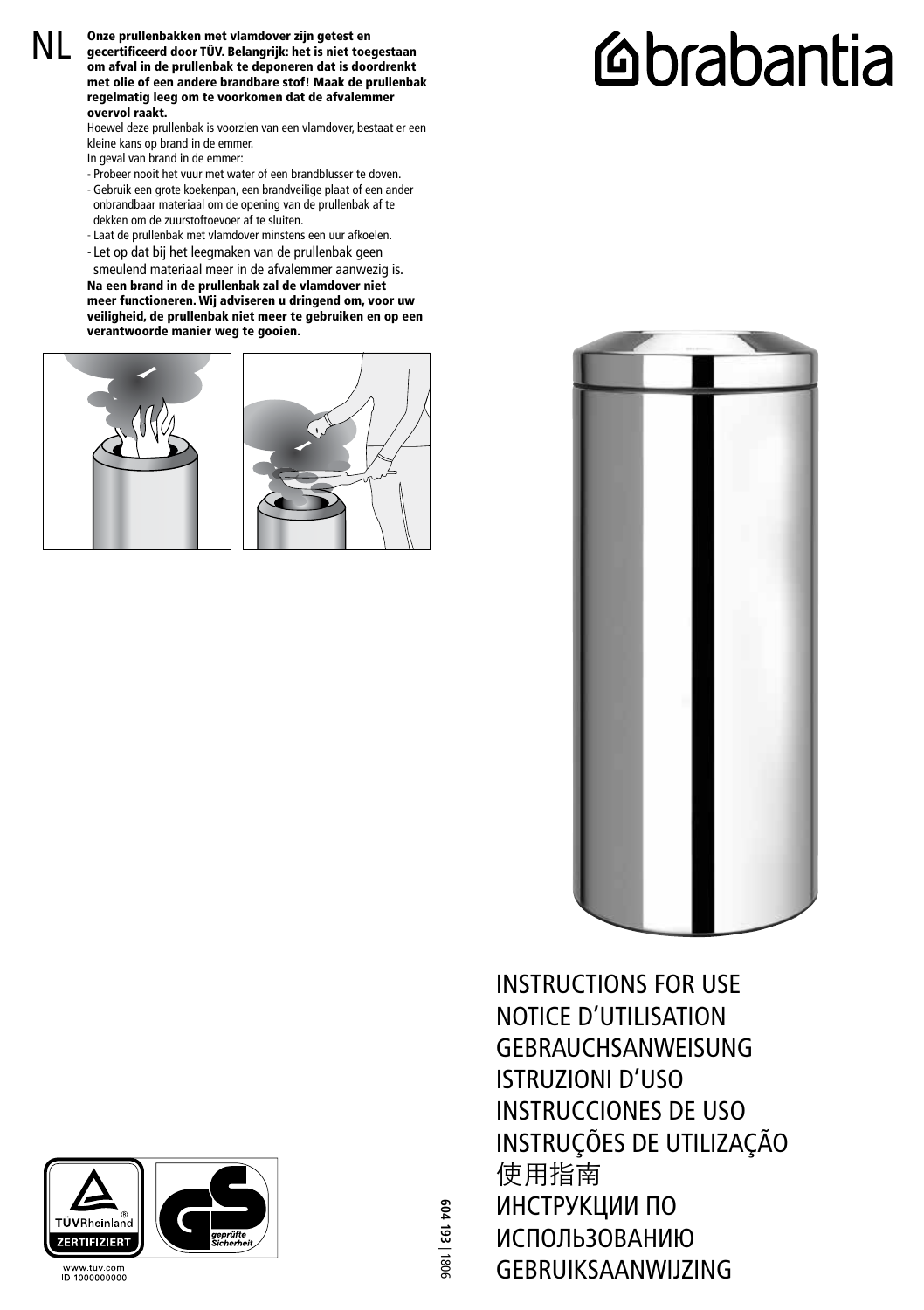NL

**Onze prullenbakken met vlamdover zijn getest en gecertificeerd door TÜV. Belangrijk: het is niet toegestaan om afval in de prullenbak te deponeren dat is doordrenkt met olie of een andere brandbare stof! Maak de prullenbak regelmatig leeg om te voorkomen dat de afvalemmer overvol raakt.**

Hoewel deze prullenbak is voorzien van een vlamdover, bestaat er een kleine kans op brand in de emmer.

In geval van brand in de emmer:

- Probeer nooit het vuur met water of een brandblusser te doven.
- Gebruik een grote koekenpan, een brandveilige plaat of een ander onbrandbaar materiaal om de opening van de prullenbak af te dekken om de zuurstoftoevoer af te sluiten.
- Laat de prullenbak met vlamdover minstens een uur afkoelen.
- Let op dat bij het leegmaken van de prullenbak geen smeulend materiaal meer in de afvalemmer aanwezig is.

**Na een brand in de prullenbak zal de vlamdover niet meer functioneren. Wij adviseren u dringend om, voor uw veiligheid, de prullenbak niet meer te gebruiken en op een verantwoorde manier weg te gooien.**

brabantia

INSTRUCTIONS FOR USE
NOTICE D'UTILISATION
GEBRAUCHSANWEISUNG
ISTRUZIONI D'USO
INSTRUCCIONES DE USO
INSTRUÇÕES DE UTILIZAÇÃO
使用指南
ИНСТРУКЦИИ ПО ИСПОЛЬЗОВАНИЮ
GEBRUIKSAANWIJZING

TÜVRheinland ZERTIFIZIERT

geprüfte Sicherheit

www.tuv.com
ID 1000000000

604 193 | 1806